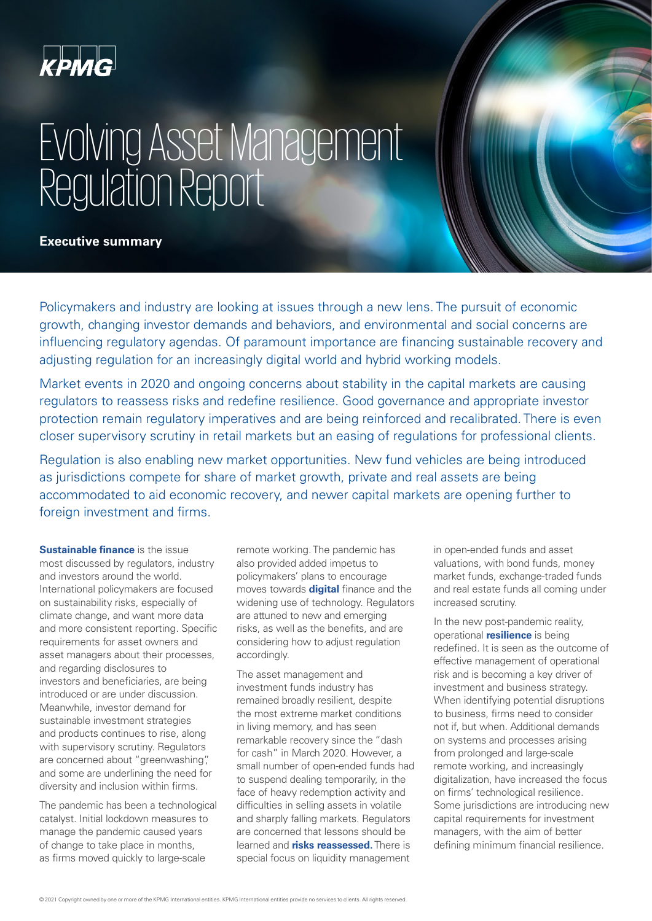KPMG

# Evolving Asset Management Regulation Report

**Executive summary**

Policymakers and industry are looking at issues through a new lens. The pursuit of economic growth, changing investor demands and behaviors, and environmental and social concerns are influencing regulatory agendas. Of paramount importance are financing sustainable recovery and adjusting regulation for an increasingly digital world and hybrid working models.

Market events in 2020 and ongoing concerns about stability in the capital markets are causing regulators to reassess risks and redefine resilience. Good governance and appropriate investor protection remain regulatory imperatives and are being reinforced and recalibrated. There is even closer supervisory scrutiny in retail markets but an easing of regulations for professional clients.

Regulation is also enabling new market opportunities. New fund vehicles are being introduced as jurisdictions compete for share of market growth, private and real assets are being accommodated to aid economic recovery, and newer capital markets are opening further to foreign investment and firms.

**Sustainable finance** is the issue most discussed by regulators, industry and investors around the world. International policymakers are focused on sustainability risks, especially of climate change, and want more data and more consistent reporting. Specific requirements for asset owners and asset managers about their processes, and regarding disclosures to investors and beneficiaries, are being introduced or are under discussion. Meanwhile, investor demand for sustainable investment strategies and products continues to rise, along with supervisory scrutiny. Regulators are concerned about "greenwashing", and some are underlining the need for diversity and inclusion within firms.

The pandemic has been a technological catalyst. Initial lockdown measures to manage the pandemic caused years of change to take place in months, as firms moved quickly to large-scale remote working. The pandemic has also provided added impetus to policymakers' plans to encourage moves towards **digital** finance and the widening use of technology. Regulators are attuned to new and emerging risks, as well as the benefits, and are considering how to adjust regulation accordingly.

The asset management and investment funds industry has remained broadly resilient, despite the most extreme market conditions in living memory, and has seen remarkable recovery since the "dash for cash" in March 2020. However, a small number of open-ended funds had to suspend dealing temporarily, in the face of heavy redemption activity and difficulties in selling assets in volatile and sharply falling markets. Regulators are concerned that lessons should be learned and **risks reassessed.** There is special focus on liquidity management in open-ended funds and asset valuations, with bond funds, money market funds, exchange-traded funds and real estate funds all coming under increased scrutiny.

In the new post-pandemic reality, operational **resilience** is being redefined. It is seen as the outcome of effective management of operational risk and is becoming a key driver of investment and business strategy. When identifying potential disruptions to business, firms need to consider not if, but when. Additional demands on systems and processes arising from prolonged and large-scale remote working, and increasingly digitalization, have increased the focus on firms' technological resilience. Some jurisdictions are introducing new capital requirements for investment managers, with the aim of better defining minimum financial resilience.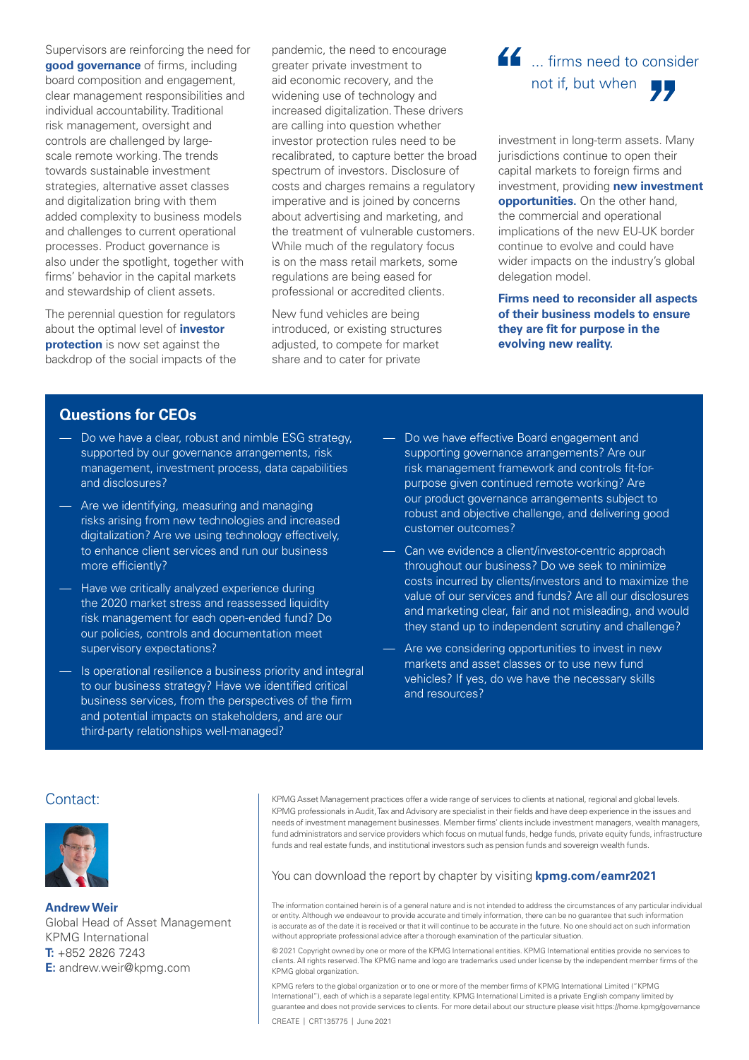Supervisors are reinforcing the need for **good governance** of firms, including board composition and engagement, clear management responsibilities and individual accountability. Traditional risk management, oversight and controls are challenged by large-scale remote working. The trends towards sustainable investment strategies, alternative asset classes and digitalization bring with them added complexity to business models and challenges to current operational processes. Product governance is also under the spotlight, together with firms' behavior in the capital markets and stewardship of client assets.

The perennial question for regulators about the optimal level of **investor protection** is now set against the backdrop of the social impacts of the pandemic, the need to encourage greater private investment to aid economic recovery, and the widening use of technology and increased digitalization. These drivers are calling into question whether investor protection rules need to be recalibrated, to capture better the broad spectrum of investors. Disclosure of costs and charges remains a regulatory imperative and is joined by concerns about advertising and marketing, and the treatment of vulnerable customers. While much of the regulatory focus is on the mass retail markets, some regulations are being eased for professional or accredited clients.

New fund vehicles are being introduced, or existing structures adjusted, to compete for market share and to cater for private investment in long-term assets. Many jurisdictions continue to open their capital markets to foreign firms and investment, providing **new investment opportunities.** On the other hand, the commercial and operational implications of the new EU-UK border continue to evolve and could have wider impacts on the industry's global delegation model.

> "... firms need to consider not if, but when"

**Firms need to reconsider all aspects of their business models to ensure they are fit for purpose in the evolving new reality.**

## Questions for CEOs

- Do we have a clear, robust and nimble ESG strategy, supported by our governance arrangements, risk management, investment process, data capabilities and disclosures?
- Are we identifying, measuring and managing risks arising from new technologies and increased digitalization? Are we using technology effectively, to enhance client services and run our business more efficiently?
- Have we critically analyzed experience during the 2020 market stress and reassessed liquidity risk management for each open-ended fund? Do our policies, controls and documentation meet supervisory expectations?
- Is operational resilience a business priority and integral to our business strategy? Have we identified critical business services, from the perspectives of the firm and potential impacts on stakeholders, and are our third-party relationships well-managed?
- Do we have effective Board engagement and supporting governance arrangements? Are our risk management framework and controls fit-for-purpose given continued remote working? Are our product governance arrangements subject to robust and objective challenge, and delivering good customer outcomes?
- Can we evidence a client/investor-centric approach throughout our business? Do we seek to minimize costs incurred by clients/investors and to maximize the value of our services and funds? Are all our disclosures and marketing clear, fair and not misleading, and would they stand up to independent scrutiny and challenge?
- Are we considering opportunities to invest in new markets and asset classes or to use new fund vehicles? If yes, do we have the necessary skills and resources?

## Contact:

**Andrew Weir**
Global Head of Asset Management
KPMG International
**T:** +852 2826 7243
**E:** andrew.weir@kpmg.com

KPMG Asset Management practices offer a wide range of services to clients at national, regional and global levels. KPMG professionals in Audit, Tax and Advisory are specialist in their fields and have deep experience in the issues and needs of investment management businesses. Member firms' clients include investment managers, wealth managers, fund administrators and service providers which focus on mutual funds, hedge funds, private equity funds, infrastructure funds and real estate funds, and institutional investors such as pension funds and sovereign wealth funds.

You can download the report by chapter by visiting **kpmg.com/eamr2021**

The information contained herein is of a general nature and is not intended to address the circumstances of any particular individual or entity. Although we endeavour to provide accurate and timely information, there can be no guarantee that such information is accurate as of the date it is received or that it will continue to be accurate in the future. No one should act on such information without appropriate professional advice after a thorough examination of the particular situation.

© 2021 Copyright owned by one or more of the KPMG International entities. KPMG International entities provide no services to clients. All rights reserved. The KPMG name and logo are trademarks used under license by the independent member firms of the KPMG global organization.

KPMG refers to the global organization or to one or more of the member firms of KPMG International Limited ("KPMG International"), each of which is a separate legal entity. KPMG International Limited is a private English company limited by guarantee and does not provide services to clients. For more detail about our structure please visit https://home.kpmg/governance

CREATE | CRT135775 | June 2021